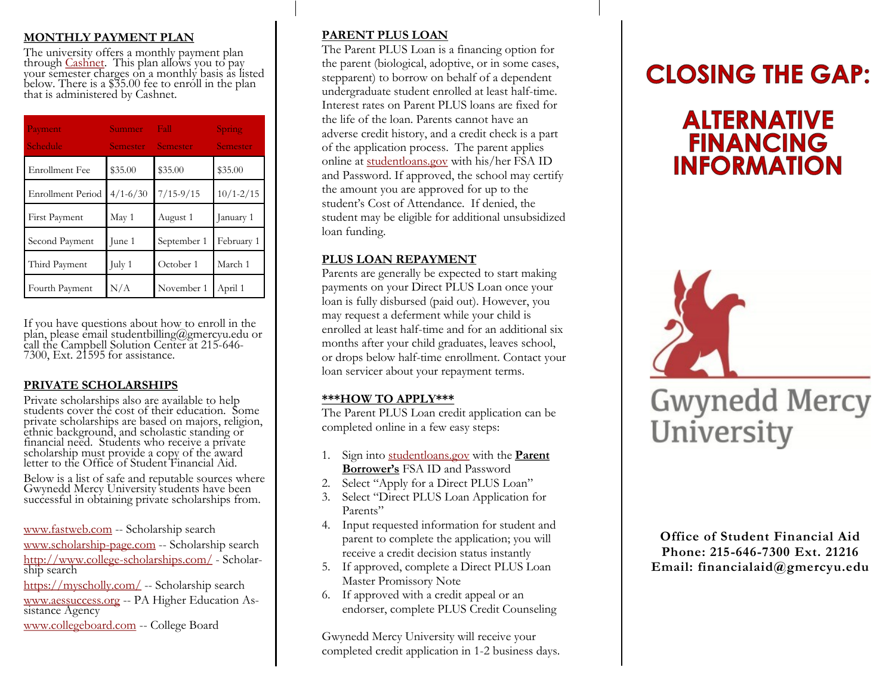## MONTHLY PAYMENT PLAN

The university offers a monthly payment plan through Cashnet. This plan allows you to pay your semester charges on a monthly basis as listed below. There is a $35.00 fee to enroll in the plan that is administered by Cashnet.

| Payment Schedule | Summer Semester | Fall Semester | Spring Semester |
|---|---|---|---|
| Enrollment Fee | $35.00 | $35.00 | $35.00 |
| Enrollment Period | 4/1-6/30 | 7/15-9/15 | 10/1-2/15 |
| First Payment | May 1 | August 1 | January 1 |
| Second Payment | June 1 | September 1 | February 1 |
| Third Payment | July 1 | October 1 | March 1 |
| Fourth Payment | N/A | November 1 | April 1 |

If you have questions about how to enroll in the plan, please email studentbilling@gmercyu.edu or call the Campbell Solution Center at 215-646-7300, Ext. 21595 for assistance.

## PRIVATE SCHOLARSHIPS

Private scholarships also are available to help students cover the cost of their education. Some private scholarships are based on majors, religion, ethnic background, and scholastic standing or financial need. Students who receive a private scholarship must provide a copy of the award letter to the Office of Student Financial Aid.

Below is a list of safe and reputable sources where Gwynedd Mercy University students have been successful in obtaining private scholarships from.

www.fastweb.com -- Scholarship search

www.scholarship-page.com -- Scholarship search

http://www.college-scholarships.com/ - Scholarship search

https://myscholly.com/ -- Scholarship search

www.aessuccess.org -- PA Higher Education Assistance Agency

www.collegeboard.com -- College Board

## PARENT PLUS LOAN

The Parent PLUS Loan is a financing option for the parent (biological, adoptive, or in some cases, stepparent) to borrow on behalf of a dependent undergraduate student enrolled at least half-time. Interest rates on Parent PLUS loans are fixed for the life of the loan. Parents cannot have an adverse credit history, and a credit check is a part of the application process. The parent applies online at studentloans.gov with his/her FSA ID and Password. If approved, the school may certify the amount you are approved for up to the student's Cost of Attendance. If denied, the student may be eligible for additional unsubsidized loan funding.

## PLUS LOAN REPAYMENT

Parents are generally be expected to start making payments on your Direct PLUS Loan once your loan is fully disbursed (paid out). However, you may request a deferment while your child is enrolled at least half-time and for an additional six months after your child graduates, leaves school, or drops below half-time enrollment. Contact your loan servicer about your repayment terms.

## ***HOW TO APPLY***

The Parent PLUS Loan credit application can be completed online in a few easy steps:

1. Sign into studentloans.gov with the **Parent Borrower's** FSA ID and Password
2. Select "Apply for a Direct PLUS Loan"
3. Select "Direct PLUS Loan Application for Parents"
4. Input requested information for student and parent to complete the application; you will receive a credit decision status instantly
5. If approved, complete a Direct PLUS Loan Master Promissory Note
6. If approved with a credit appeal or an endorser, complete PLUS Credit Counseling

Gwynedd Mercy University will receive your completed credit application in 1-2 business days.

# CLOSING THE GAP:

# ALTERNATIVE FINANCING INFORMATION

Gwynedd Mercy University

**Office of Student Financial Aid**
**Phone: 215-646-7300 Ext. 21216**
**Email: financialaid@gmercyu.edu**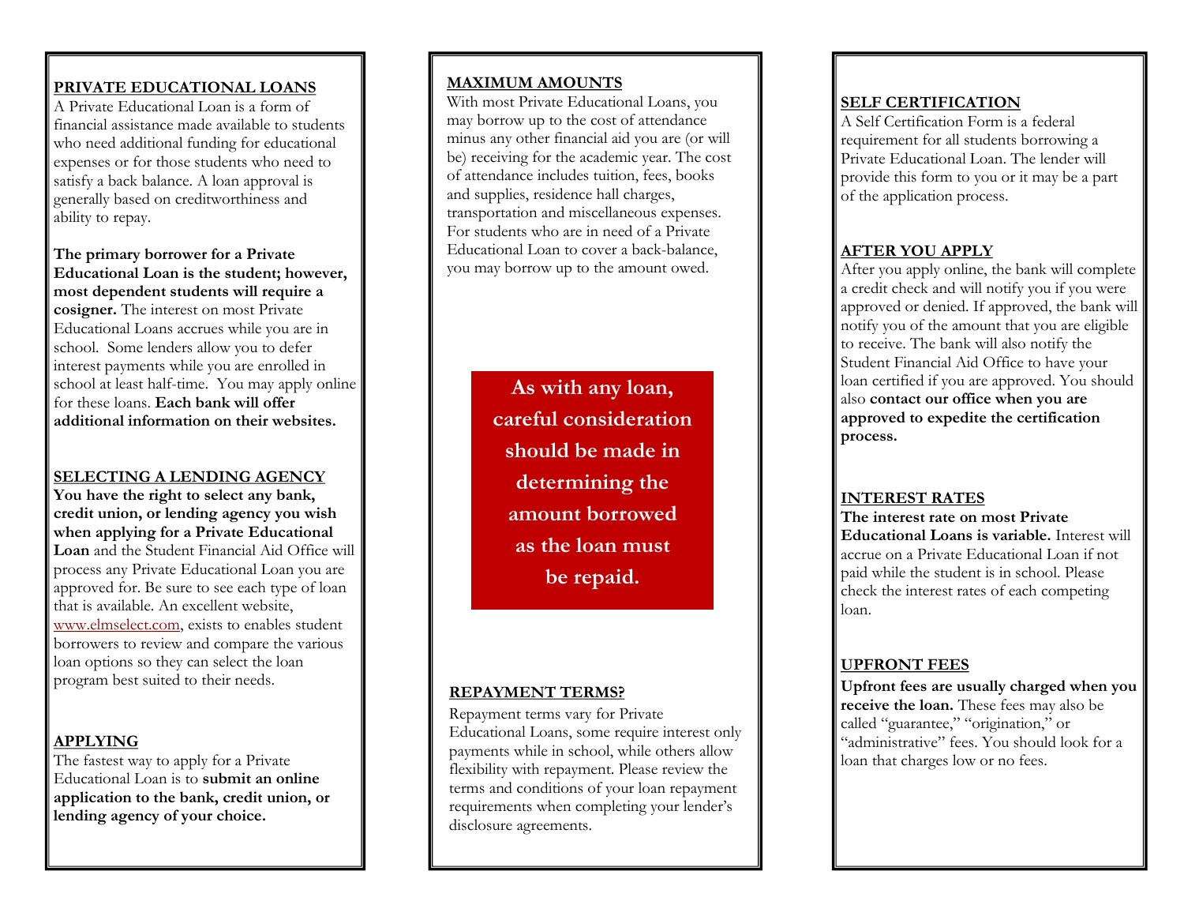## PRIVATE EDUCATIONAL LOANS

A Private Educational Loan is a form of financial assistance made available to students who need additional funding for educational expenses or for those students who need to satisfy a back balance. A loan approval is generally based on creditworthiness and ability to repay.

**The primary borrower for a Private Educational Loan is the student; however, most dependent students will require a cosigner.** The interest on most Private Educational Loans accrues while you are in school. Some lenders allow you to defer interest payments while you are enrolled in school at least half-time. You may apply online for these loans. **Each bank will offer additional information on their websites.**

## SELECTING A LENDING AGENCY

**You have the right to select any bank, credit union, or lending agency you wish when applying for a Private Educational Loan** and the Student Financial Aid Office will process any Private Educational Loan you are approved for. Be sure to see each type of loan that is available. An excellent website, www.elmselect.com, exists to enables student borrowers to review and compare the various loan options so they can select the loan program best suited to their needs.

## APPLYING

The fastest way to apply for a Private Educational Loan is to **submit an online application to the bank, credit union, or lending agency of your choice.**

## MAXIMUM AMOUNTS

With most Private Educational Loans, you may borrow up to the cost of attendance minus any other financial aid you are (or will be) receiving for the academic year. The cost of attendance includes tuition, fees, books and supplies, residence hall charges, transportation and miscellaneous expenses. For students who are in need of a Private Educational Loan to cover a back-balance, you may borrow up to the amount owed.

**As with any loan, careful consideration should be made in determining the amount borrowed as the loan must be repaid.**

## REPAYMENT TERMS?

Repayment terms vary for Private Educational Loans, some require interest only payments while in school, while others allow flexibility with repayment. Please review the terms and conditions of your loan repayment requirements when completing your lender's disclosure agreements.

## SELF CERTIFICATION

A Self Certification Form is a federal requirement for all students borrowing a Private Educational Loan. The lender will provide this form to you or it may be a part of the application process.

## AFTER YOU APPLY

After you apply online, the bank will complete a credit check and will notify you if you were approved or denied. If approved, the bank will notify you of the amount that you are eligible to receive. The bank will also notify the Student Financial Aid Office to have your loan certified if you are approved. You should also **contact our office when you are approved to expedite the certification process.**

## INTEREST RATES

**The interest rate on most Private Educational Loans is variable.** Interest will accrue on a Private Educational Loan if not paid while the student is in school. Please check the interest rates of each competing loan.

## UPFRONT FEES

**Upfront fees are usually charged when you receive the loan.** These fees may also be called "guarantee," "origination," or "administrative" fees. You should look for a loan that charges low or no fees.